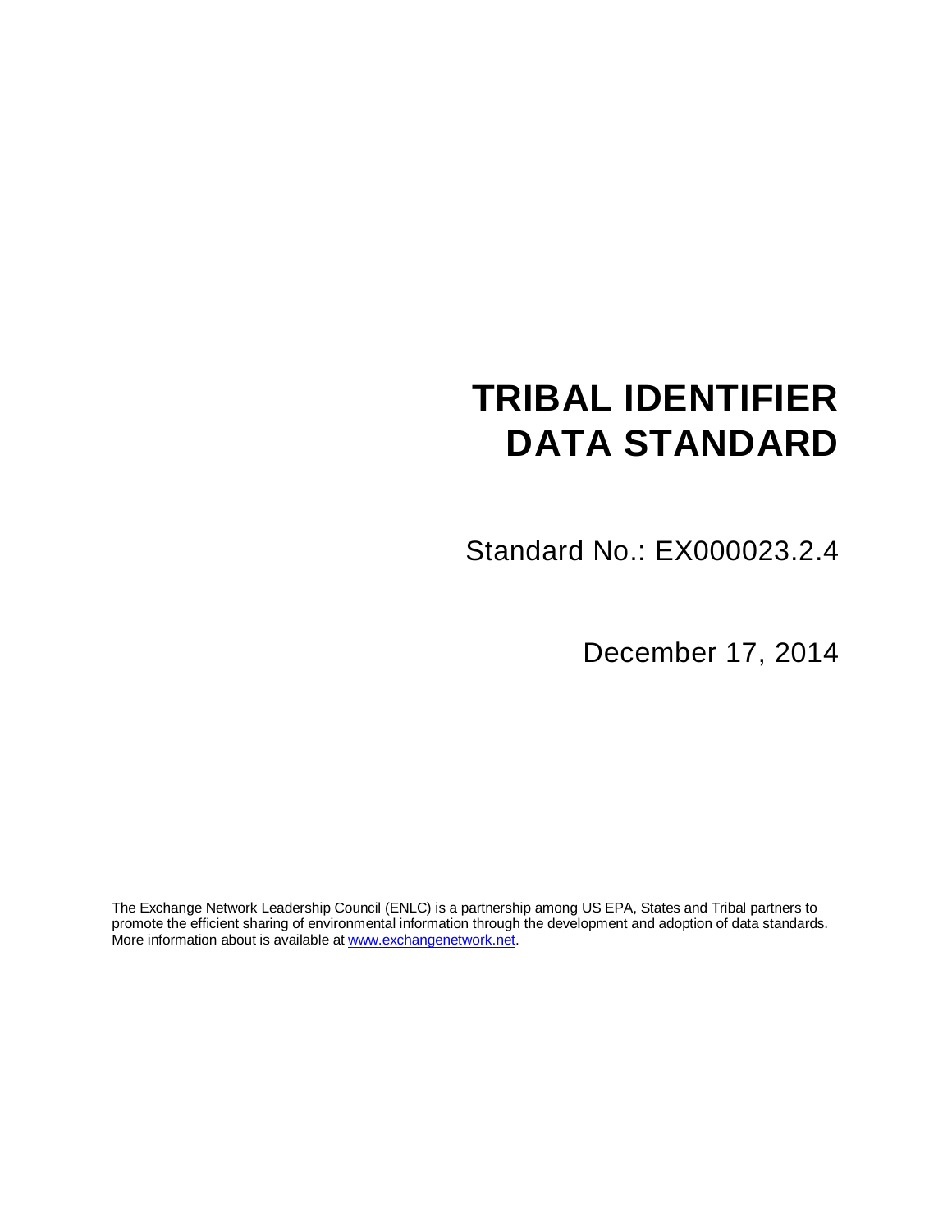# TRIBAL IDENTIFIER DATA STANDARD

Standard No.: EX000023.2.4

December 17, 2014

The Exchange Network Leadership Council (ENLC) is a partnership among US EPA, States and Tribal partners to promote the efficient sharing of environmental information through the development and adoption of data standards. More information about is available at [www.exchangenetwork.net](www.exchangenetwork.net).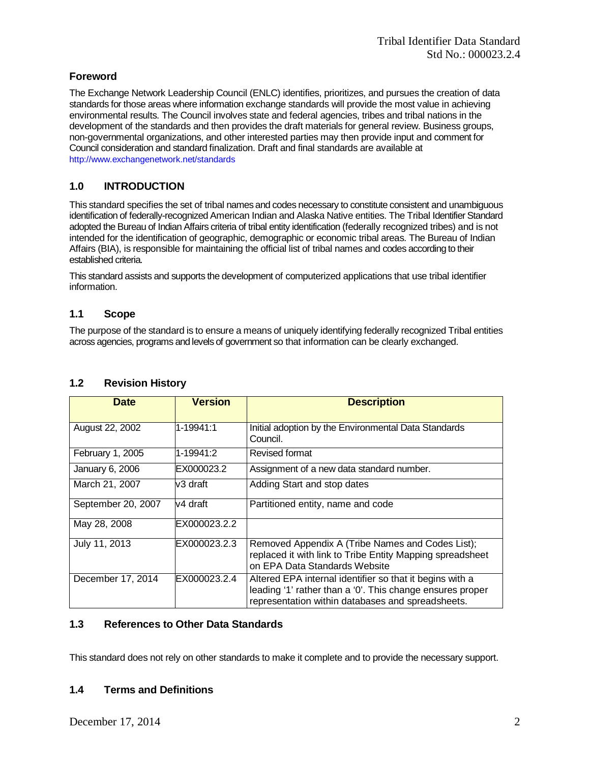## Foreword

The Exchange Network Leadership Council (ENLC) identifies, prioritizes, and pursues the creation of data standards for those areas where information exchange standards will provide the most value in achieving environmental results. The Council involves state and federal agencies, tribes and tribal nations in the development of the standards and then provides the draft materials for general review. Business groups, non-governmental organizations, and other interested parties may then provide input and comment for Council consideration and standard finalization. Draft and final standards are available at http://www.exchangenetwork.net/standards

## 1.0 INTRODUCTION

This standard specifies the set of tribal names and codes necessary to constitute consistent and unambiguous identification of federally-recognized American Indian and Alaska Native entities. The Tribal Identifier Standard adopted the Bureau of Indian Affairs criteria of tribal entity identification (federally recognized tribes) and is not intended for the identification of geographic, demographic or economic tribal areas. The Bureau of Indian Affairs (BIA), is responsible for maintaining the official list of tribal names and codes according to their established criteria.

This standard assists and supports the development of computerized applications that use tribal identifier information.

### 1.1 Scope

The purpose of the standard is to ensure a means of uniquely identifying federally recognized Tribal entities across agencies, programs and levels of government so that information can be clearly exchanged.

### 1.2 Revision History

| Date | Version | Description |
|---|---|---|
| August 22, 2002 | 1-19941:1 | Initial adoption by the Environmental Data Standards Council. |
| February 1, 2005 | 1-19941:2 | Revised format |
| January 6, 2006 | EX000023.2 | Assignment of a new data standard number. |
| March 21, 2007 | v3 draft | Adding Start and stop dates |
| September 20, 2007 | v4 draft | Partitioned entity, name and code |
| May 28, 2008 | EX000023.2.2 | |
| July 11, 2013 | EX000023.2.3 | Removed Appendix A (Tribe Names and Codes List); replaced it with link to Tribe Entity Mapping spreadsheet on EPA Data Standards Website |
| December 17, 2014 | EX000023.2.4 | Altered EPA internal identifier so that it begins with a leading '1' rather than a '0'. This change ensures proper representation within databases and spreadsheets. |

### 1.3 References to Other Data Standards

This standard does not rely on other standards to make it complete and to provide the necessary support.

### 1.4 Terms and Definitions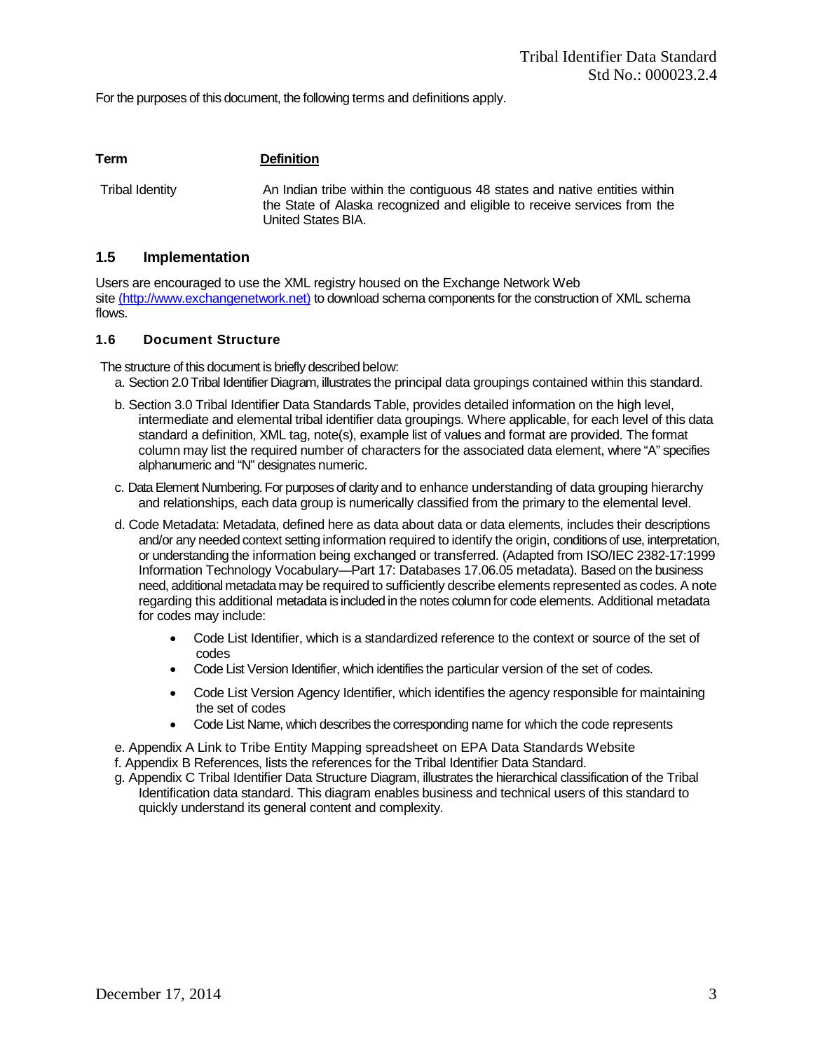For the purposes of this document, the following terms and definitions apply.

| Term | Definition |
| --- | --- |
| Tribal Identity | An Indian tribe within the contiguous 48 states and native entities within the State of Alaska recognized and eligible to receive services from the United States BIA. |

## 1.5 Implementation

Users are encouraged to use the XML registry housed on the Exchange Network Web site (http://www.exchangenetwork.net) to download schema components for the construction of XML schema flows.

### 1.6 Document Structure

The structure of this document is briefly described below:

a. Section 2.0 Tribal Identifier Diagram, illustrates the principal data groupings contained within this standard.

b. Section 3.0 Tribal Identifier Data Standards Table, provides detailed information on the high level, intermediate and elemental tribal identifier data groupings. Where applicable, for each level of this data standard a definition, XML tag, note(s), example list of values and format are provided. The format column may list the required number of characters for the associated data element, where "A" specifies alphanumeric and "N" designates numeric.

c. Data Element Numbering. For purposes of clarity and to enhance understanding of data grouping hierarchy and relationships, each data group is numerically classified from the primary to the elemental level.

d. Code Metadata: Metadata, defined here as data about data or data elements, includes their descriptions and/or any needed context setting information required to identify the origin, conditions of use, interpretation, or understanding the information being exchanged or transferred. (Adapted from ISO/IEC 2382-17:1999 Information Technology Vocabulary—Part 17: Databases 17.06.05 metadata). Based on the business need, additional metadata may be required to sufficiently describe elements represented as codes. A note regarding this additional metadata is included in the notes column for code elements. Additional metadata for codes may include:

- Code List Identifier, which is a standardized reference to the context or source of the set of codes
- Code List Version Identifier, which identifies the particular version of the set of codes.
- Code List Version Agency Identifier, which identifies the agency responsible for maintaining the set of codes
- Code List Name, which describes the corresponding name for which the code represents

e. Appendix A Link to Tribe Entity Mapping spreadsheet on EPA Data Standards Website

f. Appendix B References, lists the references for the Tribal Identifier Data Standard.

g. Appendix C Tribal Identifier Data Structure Diagram, illustrates the hierarchical classification of the Tribal Identification data standard. This diagram enables business and technical users of this standard to quickly understand its general content and complexity.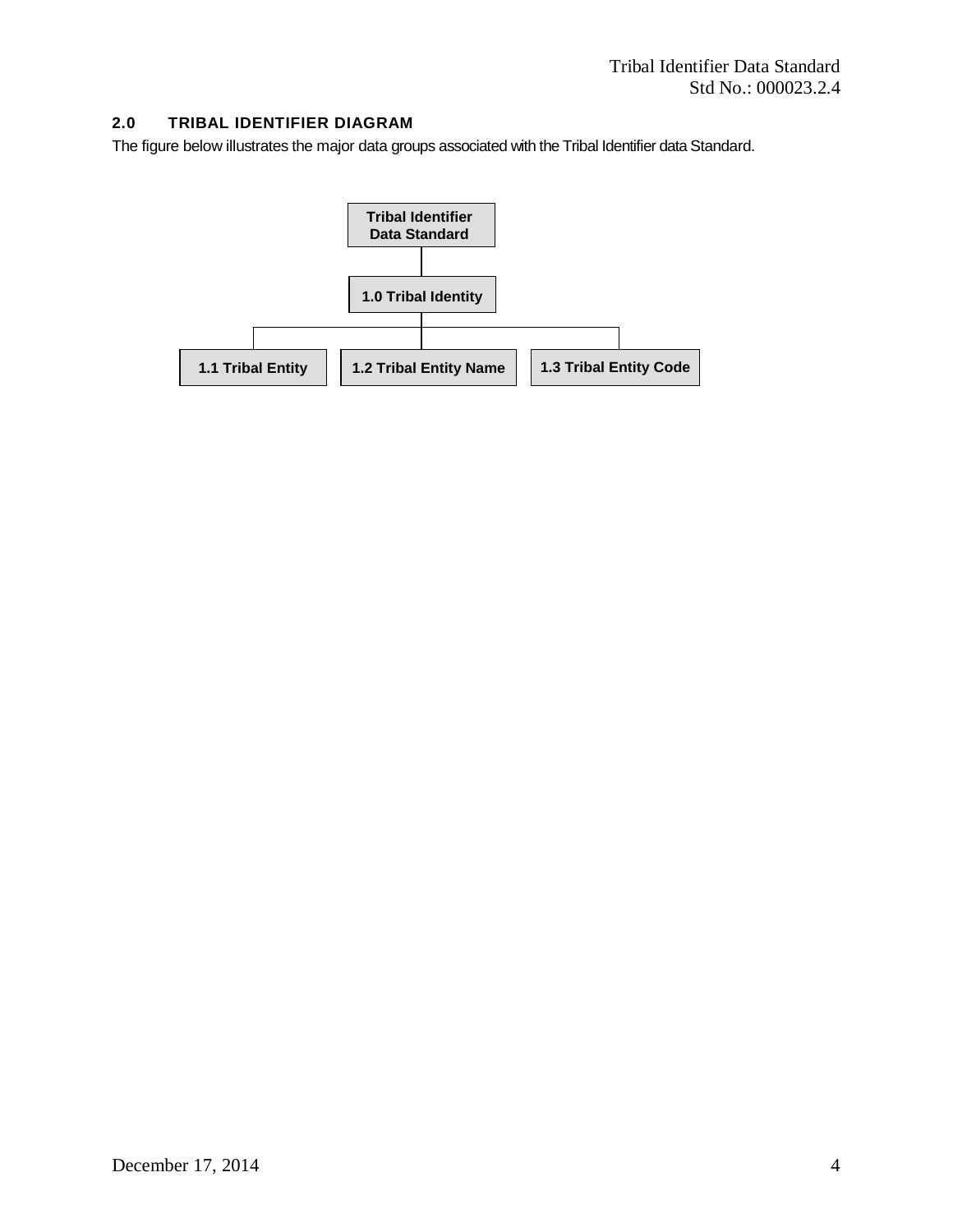## 2.0 TRIBAL IDENTIFIER DIAGRAM

The figure below illustrates the major data groups associated with the Tribal Identifier data Standard.

- **Tribal Identifier Data Standard**
  - **1.0 Tribal Identity**
    - **1.1 Tribal Entity**
    - **1.2 Tribal Entity Name**
    - **1.3 Tribal Entity Code**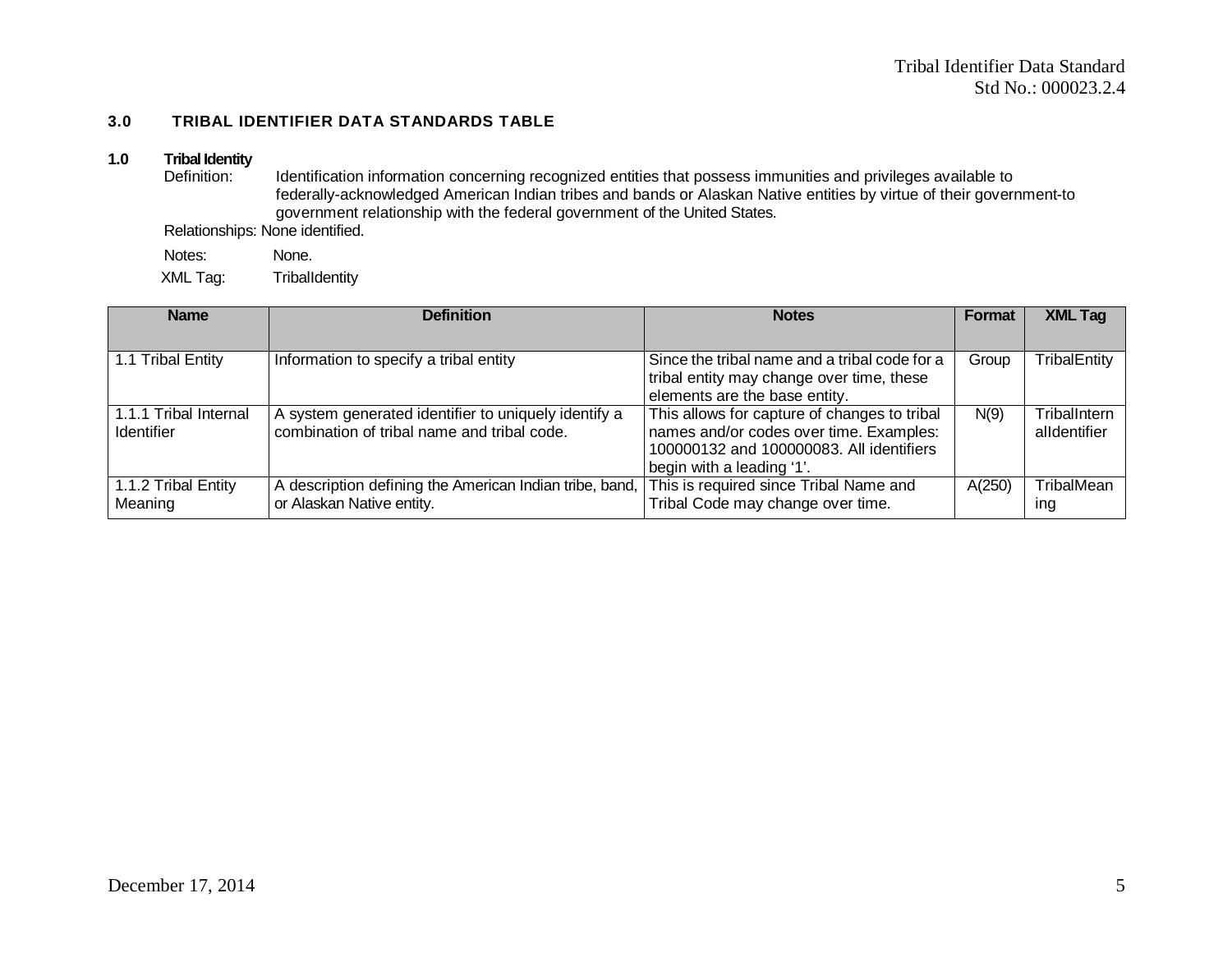## 3.0 TRIBAL IDENTIFIER DATA STANDARDS TABLE

**1.0 Tribal Identity**

Definition: Identification information concerning recognized entities that possess immunities and privileges available to federally-acknowledged American Indian tribes and bands or Alaskan Native entities by virtue of their government-to government relationship with the federal government of the United States.

Relationships: None identified.

Notes: None.

XML Tag: TribalIdentity

| Name | Definition | Notes | Format | XML Tag |
|---|---|---|---|---|
| 1.1 Tribal Entity | Information to specify a tribal entity | Since the tribal name and a tribal code for a tribal entity may change over time, these elements are the base entity. | Group | TribalEntity |
| 1.1.1 Tribal Internal Identifier | A system generated identifier to uniquely identify a combination of tribal name and tribal code. | This allows for capture of changes to tribal names and/or codes over time. Examples: 100000132 and 100000083. All identifiers begin with a leading ‘1’. | N(9) | TribalInternalIdentifier |
| 1.1.2 Tribal Entity Meaning | A description defining the American Indian tribe, band, or Alaskan Native entity. | This is required since Tribal Name and Tribal Code may change over time. | A(250) | TribalMeaning |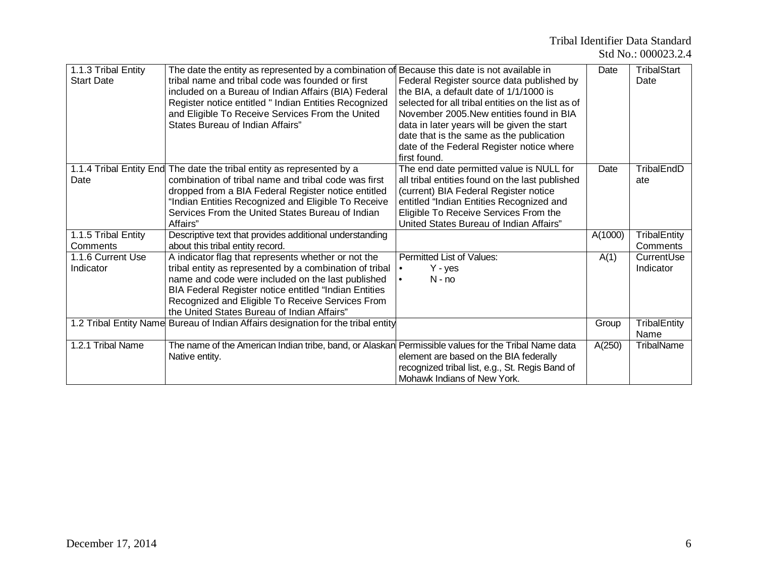| 1.1.3 Tribal Entity Start Date | The date the entity as represented by a combination of tribal name and tribal code was founded or first included on a Bureau of Indian Affairs (BIA) Federal Register notice entitled " Indian Entities Recognized and Eligible To Receive Services From the United States Bureau of Indian Affairs" | Because this date is not available in Federal Register source data published by the BIA, a default date of 1/1/1000 is selected for all tribal entities on the list as of November 2005.New entities found in BIA data in later years will be given the start date that is the same as the publication date of the Federal Register notice where first found. | Date | TribalStart Date |
|---|---|---|---|---|
| 1.1.4 Tribal Entity End Date | The date the tribal entity as represented by a combination of tribal name and tribal code was first dropped from a BIA Federal Register notice entitled "Indian Entities Recognized and Eligible To Receive Services From the United States Bureau of Indian Affairs" | The end date permitted value is NULL for all tribal entities found on the last published (current) BIA Federal Register notice entitled "Indian Entities Recognized and Eligible To Receive Services From the United States Bureau of Indian Affairs" | Date | TribalEndDate |
| 1.1.5 Tribal Entity Comments | Descriptive text that provides additional understanding about this tribal entity record. | | A(1000) | TribalEntity Comments |
| 1.1.6 Current Use Indicator | A indicator flag that represents whether or not the tribal entity as represented by a combination of tribal name and code were included on the last published BIA Federal Register notice entitled "Indian Entities Recognized and Eligible To Receive Services From the United States Bureau of Indian Affairs" | Permitted List of Values: <br>• Y - yes <br>• N - no | A(1) | CurrentUse Indicator |
| 1.2 Tribal Entity Name | Bureau of Indian Affairs designation for the tribal entity | | Group | TribalEntity Name |
| 1.2.1 Tribal Name | The name of the American Indian tribe, band, or Alaskan Native entity. | Permissible values for the Tribal Name data element are based on the BIA federally recognized tribal list, e.g., St. Regis Band of Mohawk Indians of New York. | A(250) | TribalName |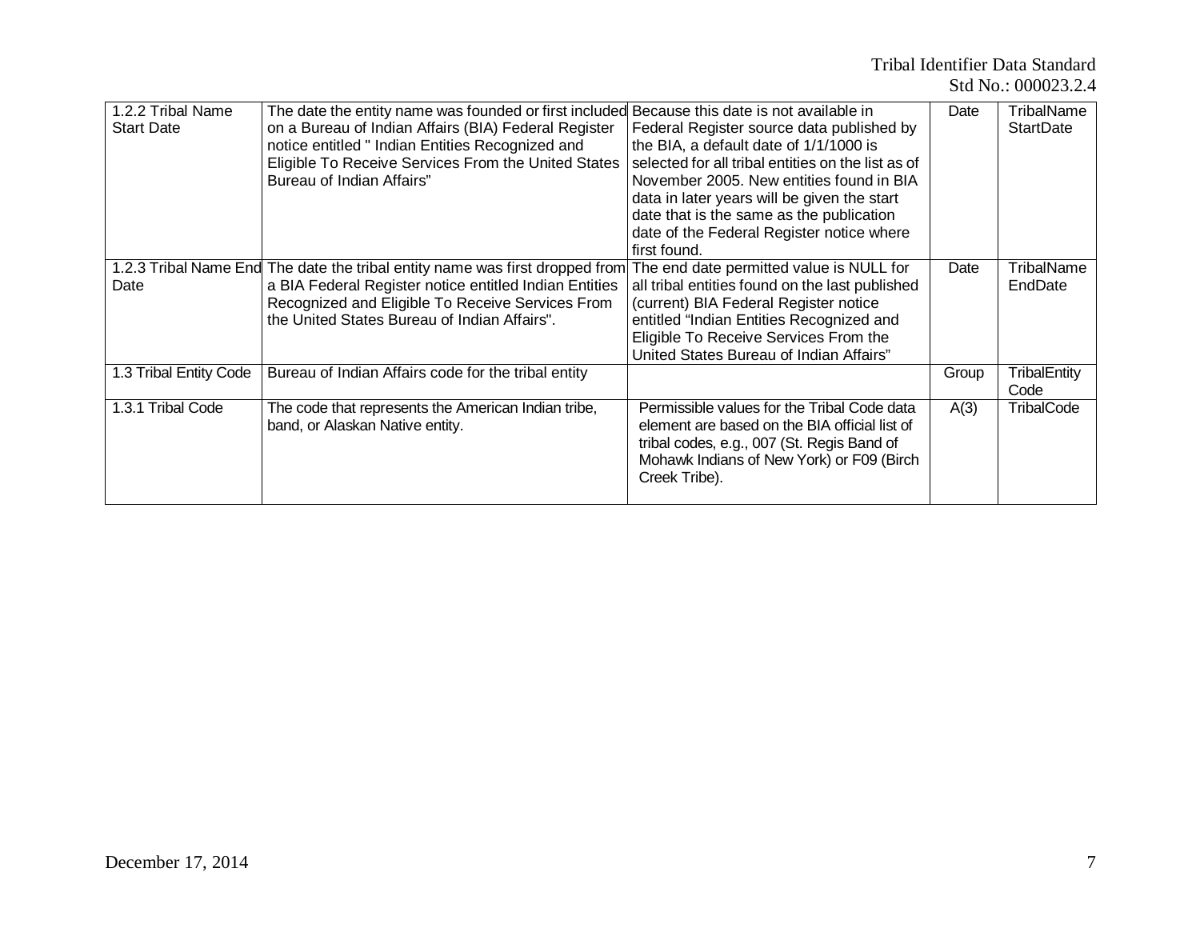| 1.2.2 Tribal Name Start Date | The date the entity name was founded or first included on a Bureau of Indian Affairs (BIA) Federal Register notice entitled " Indian Entities Recognized and Eligible To Receive Services From the United States Bureau of Indian Affairs” | Because this date is not available in Federal Register source data published by the BIA, a default date of 1/1/1000 is selected for all tribal entities on the list as of November 2005. New entities found in BIA data in later years will be given the start date that is the same as the publication date of the Federal Register notice where first found. | Date | TribalName StartDate |
|---|---|---|---|---|
| 1.2.3 Tribal Name End Date | The date the tribal entity name was first dropped from a BIA Federal Register notice entitled Indian Entities Recognized and Eligible To Receive Services From the United States Bureau of Indian Affairs". | The end date permitted value is NULL for all tribal entities found on the last published (current) BIA Federal Register notice entitled “Indian Entities Recognized and Eligible To Receive Services From the United States Bureau of Indian Affairs” | Date | TribalName EndDate |
| 1.3 Tribal Entity Code | Bureau of Indian Affairs code for the tribal entity | | Group | TribalEntity Code |
| 1.3.1 Tribal Code | The code that represents the American Indian tribe, band, or Alaskan Native entity. | Permissible values for the Tribal Code data element are based on the BIA official list of tribal codes, e.g., 007 (St. Regis Band of Mohawk Indians of New York) or F09 (Birch Creek Tribe). | A(3) | TribalCode |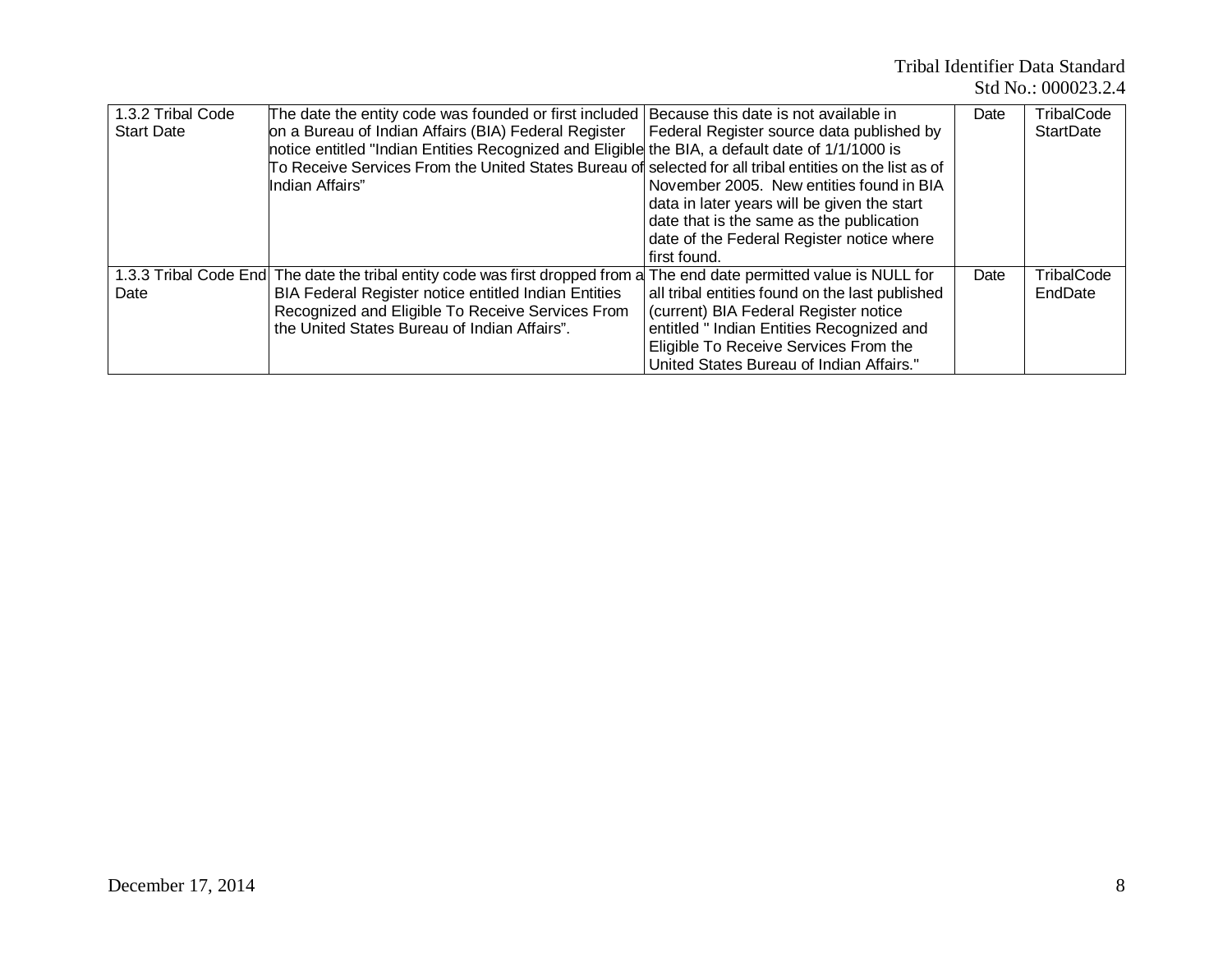| 1.3.2 Tribal Code Start Date | The date the entity code was founded or first included on a Bureau of Indian Affairs (BIA) Federal Register notice entitled "Indian Entities Recognized and Eligible To Receive Services From the United States Bureau of Indian Affairs" | Because this date is not available in Federal Register source data published by the BIA, a default date of 1/1/1000 is selected for all tribal entities on the list as of November 2005. New entities found in BIA data in later years will be given the start date that is the same as the publication date of the Federal Register notice where first found. | Date | TribalCode StartDate |
|---|---|---|---|---|
| 1.3.3 Tribal Code End Date | The date the tribal entity code was first dropped from a BIA Federal Register notice entitled Indian Entities Recognized and Eligible To Receive Services From the United States Bureau of Indian Affairs". | The end date permitted value is NULL for all tribal entities found on the last published (current) BIA Federal Register notice entitled " Indian Entities Recognized and Eligible To Receive Services From the United States Bureau of Indian Affairs." | Date | TribalCode EndDate |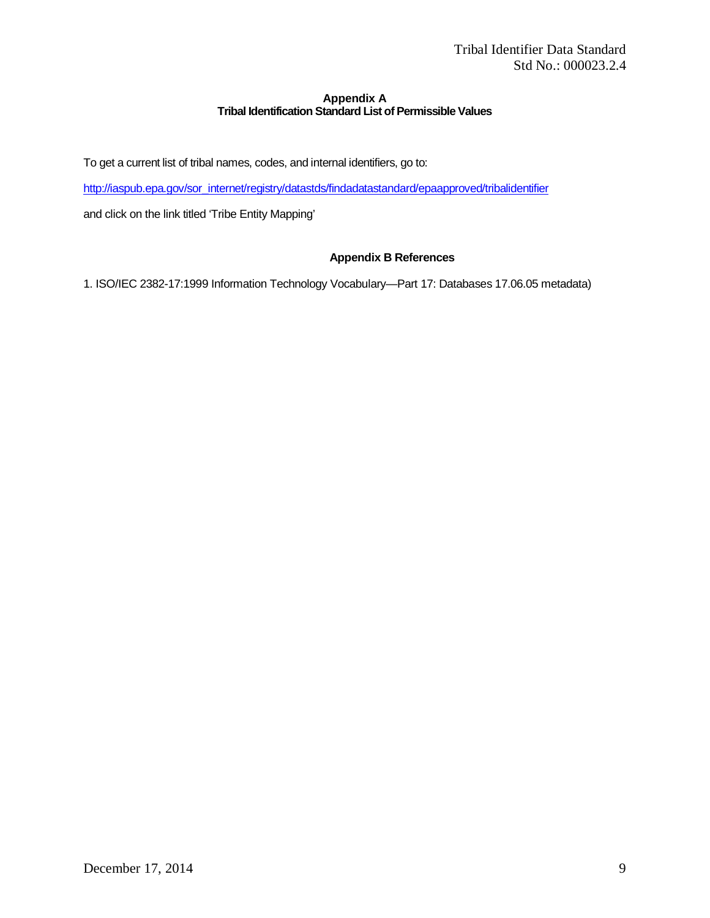## Appendix A
## Tribal Identification Standard List of Permissible Values

To get a current list of tribal names, codes, and internal identifiers, go to:

http://iaspub.epa.gov/sor_internet/registry/datastds/findadatastandard/epaapproved/tribalidentifier

and click on the link titled 'Tribe Entity Mapping'

## Appendix B References

1. ISO/IEC 2382-17:1999 Information Technology Vocabulary—Part 17: Databases 17.06.05 metadata)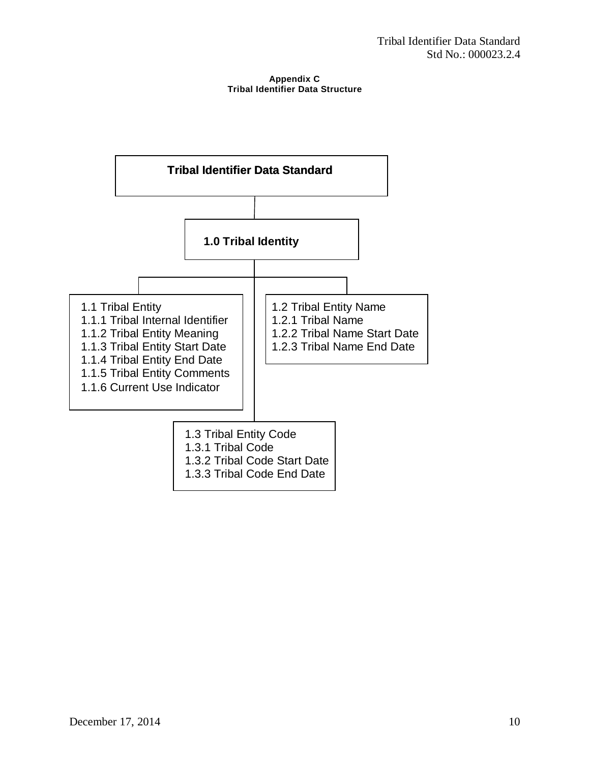**Appendix C**
**Tribal Identifier Data Structure**

**Tribal Identifier Data Standard**

**1.0 Tribal Identity**

1.1 Tribal Entity
1.1.1 Tribal Internal Identifier
1.1.2 Tribal Entity Meaning
1.1.3 Tribal Entity Start Date
1.1.4 Tribal Entity End Date
1.1.5 Tribal Entity Comments
1.1.6 Current Use Indicator

1.2 Tribal Entity Name
1.2.1 Tribal Name
1.2.2 Tribal Name Start Date
1.2.3 Tribal Name End Date

1.3 Tribal Entity Code
1.3.1 Tribal Code
1.3.2 Tribal Code Start Date
1.3.3 Tribal Code End Date